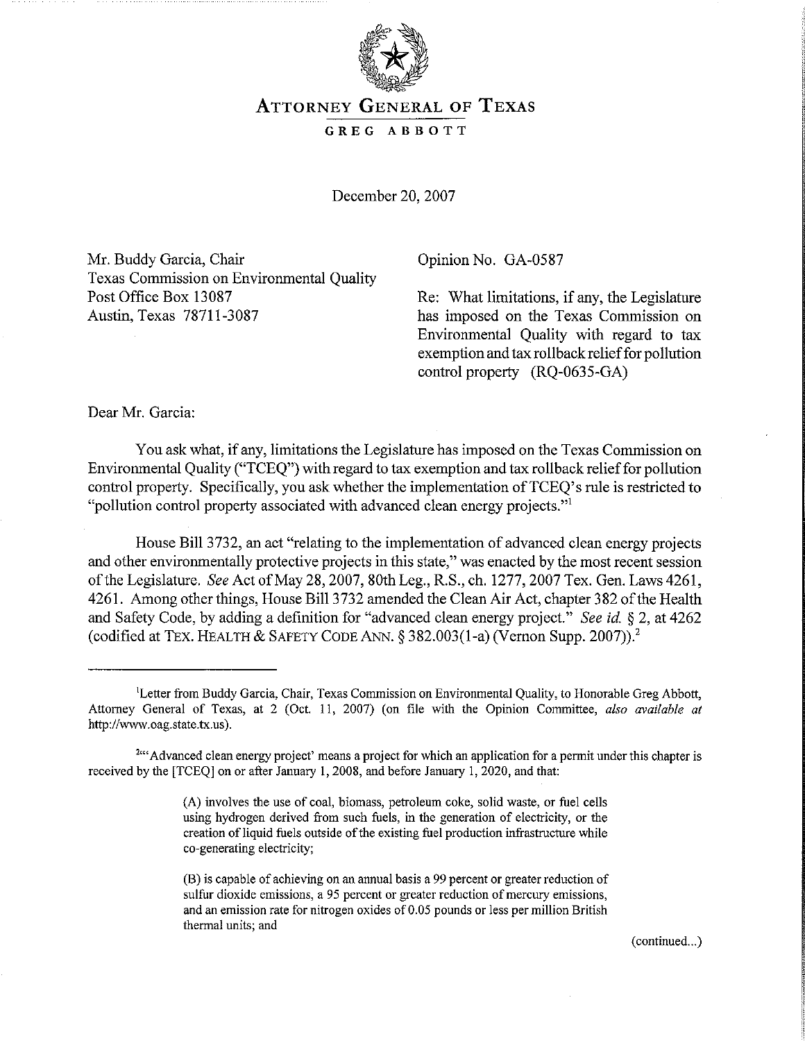# Attorney General of Texas

**GREG ABBOTT**

December 20, 2007

Mr. Buddy Garcia, Chair
Texas Commission on Environmental Quality
Post Office Box 13087
Austin, Texas 78711-3087

Opinion No. GA-0587

Re: What limitations, if any, the Legislature has imposed on the Texas Commission on Environmental Quality with regard to tax exemption and tax rollback relief for pollution control property (RQ-0635-GA)

Dear Mr. Garcia:

You ask what, if any, limitations the Legislature has imposed on the Texas Commission on Environmental Quality ("TCEQ") with regard to tax exemption and tax rollback relief for pollution control property. Specifically, you ask whether the implementation of TCEQ's rule is restricted to "pollution control property associated with advanced clean energy projects."[1]

House Bill 3732, an act "relating to the implementation of advanced clean energy projects and other environmentally protective projects in this state," was enacted by the most recent session of the Legislature. *See* Act of May 28, 2007, 80th Leg., R.S., ch. 1277, 2007 Tex. Gen. Laws 4261, 4261. Among other things, House Bill 3732 amended the Clean Air Act, chapter 382 of the Health and Safety Code, by adding a definition for "advanced clean energy project." *See id.* § 2, at 4262 (codified at TEX. HEALTH & SAFETY CODE ANN. § 382.003(1-a) (Vernon Supp. 2007)).[2]

---

[1] Letter from Buddy Garcia, Chair, Texas Commission on Environmental Quality, to Honorable Greg Abbott, Attorney General of Texas, at 2 (Oct. 11, 2007) (on file with the Opinion Committee, *also available at* http://www.oag.state.tx.us).

[2] "'Advanced clean energy project' means a project for which an application for a permit under this chapter is received by the [TCEQ] on or after January 1, 2008, and before January 1, 2020, and that:

> (A) involves the use of coal, biomass, petroleum coke, solid waste, or fuel cells using hydrogen derived from such fuels, in the generation of electricity, or the creation of liquid fuels outside of the existing fuel production infrastructure while co-generating electricity;
>
> (B) is capable of achieving on an annual basis a 99 percent or greater reduction of sulfur dioxide emissions, a 95 percent or greater reduction of mercury emissions, and an emission rate for nitrogen oxides of 0.05 pounds or less per million British thermal units; and

(continued...)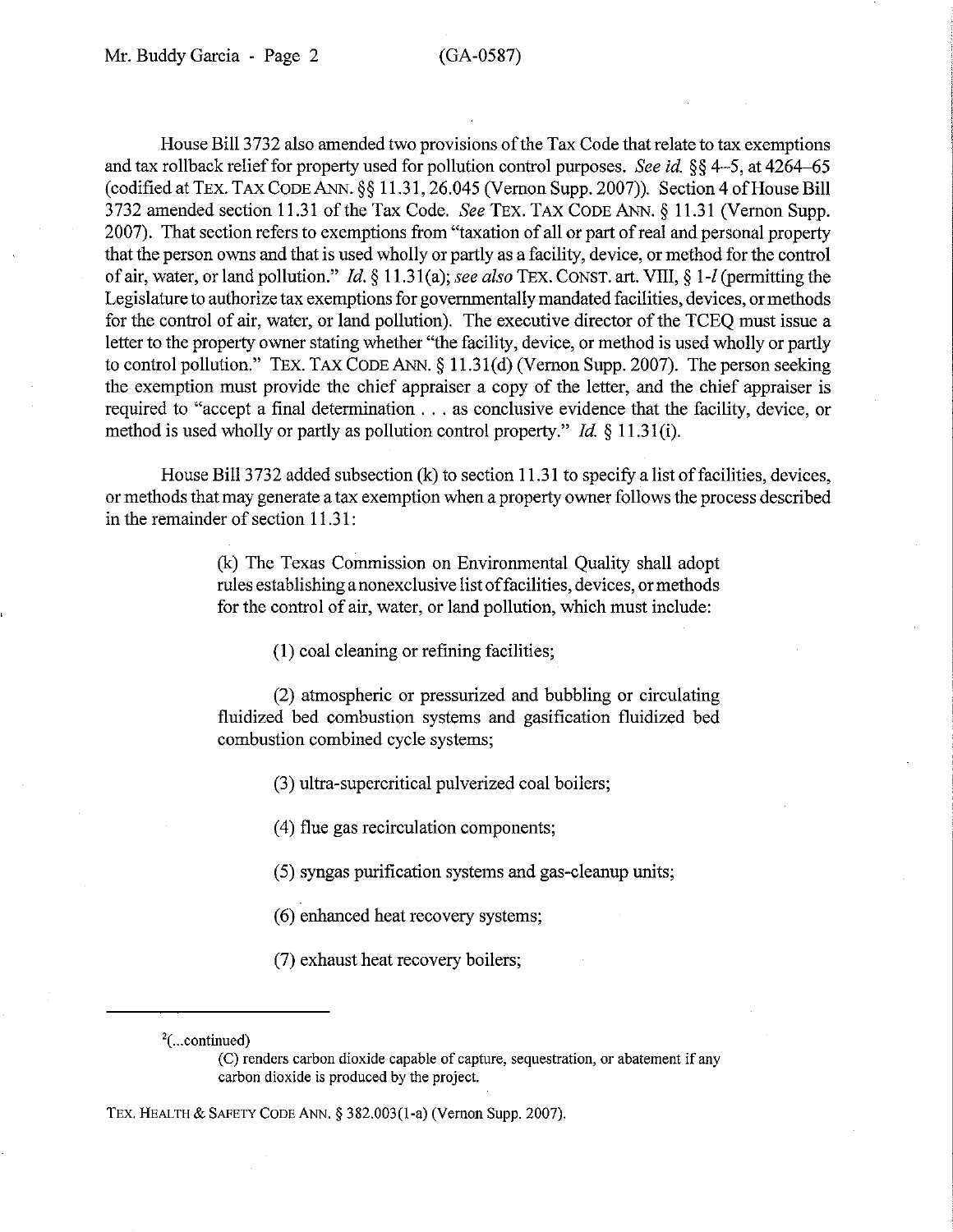House Bill 3732 also amended two provisions of the Tax Code that relate to tax exemptions and tax rollback relief for property used for pollution control purposes. *See id.* §§ 4–5, at 4264–65 (codified at TEX. TAX CODE ANN. §§ 11.31, 26.045 (Vernon Supp. 2007)). Section 4 of House Bill 3732 amended section 11.31 of the Tax Code. *See* TEX. TAX CODE ANN. § 11.31 (Vernon Supp. 2007). That section refers to exemptions from "taxation of all or part of real and personal property that the person owns and that is used wholly or partly as a facility, device, or method for the control of air, water, or land pollution." *Id.* § 11.31(a); *see also* TEX. CONST. art. VIII, § 1-*l* (permitting the Legislature to authorize tax exemptions for governmentally mandated facilities, devices, or methods for the control of air, water, or land pollution). The executive director of the TCEQ must issue a letter to the property owner stating whether "the facility, device, or method is used wholly or partly to control pollution." TEX. TAX CODE ANN. § 11.31(d) (Vernon Supp. 2007). The person seeking the exemption must provide the chief appraiser a copy of the letter, and the chief appraiser is required to "accept a final determination . . . as conclusive evidence that the facility, device, or method is used wholly or partly as pollution control property." *Id.* § 11.31(i).

House Bill 3732 added subsection (k) to section 11.31 to specify a list of facilities, devices, or methods that may generate a tax exemption when a property owner follows the process described in the remainder of section 11.31:

> (k) The Texas Commission on Environmental Quality shall adopt rules establishing a nonexclusive list of facilities, devices, or methods for the control of air, water, or land pollution, which must include:
>
> (1) coal cleaning or refining facilities;
>
> (2) atmospheric or pressurized and bubbling or circulating fluidized bed combustion systems and gasification fluidized bed combustion combined cycle systems;
>
> (3) ultra-supercritical pulverized coal boilers;
>
> (4) flue gas recirculation components;
>
> (5) syngas purification systems and gas-cleanup units;
>
> (6) enhanced heat recovery systems;
>
> (7) exhaust heat recovery boilers;

---

[2](...continued)

> (C) renders carbon dioxide capable of capture, sequestration, or abatement if any carbon dioxide is produced by the project.

TEX. HEALTH & SAFETY CODE ANN. § 382.003(1-a) (Vernon Supp. 2007).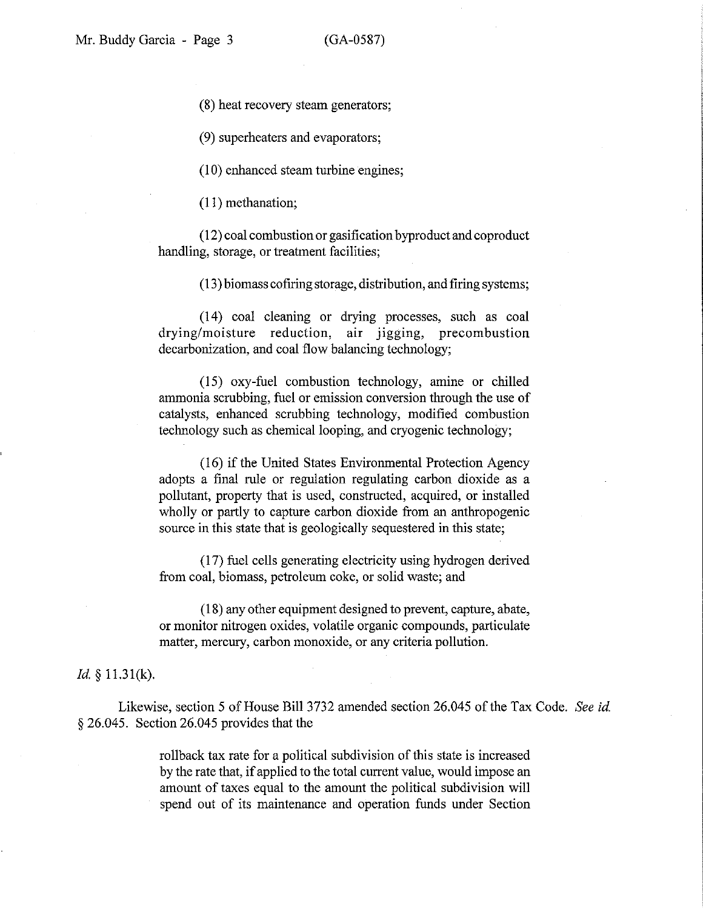(8) heat recovery steam generators;

(9) superheaters and evaporators;

(10) enhanced steam turbine engines;

(11) methanation;

(12) coal combustion or gasification byproduct and coproduct handling, storage, or treatment facilities;

(13) biomass cofiring storage, distribution, and firing systems;

(14) coal cleaning or drying processes, such as coal drying/moisture reduction, air jigging, precombustion decarbonization, and coal flow balancing technology;

(15) oxy-fuel combustion technology, amine or chilled ammonia scrubbing, fuel or emission conversion through the use of catalysts, enhanced scrubbing technology, modified combustion technology such as chemical looping, and cryogenic technology;

(16) if the United States Environmental Protection Agency adopts a final rule or regulation regulating carbon dioxide as a pollutant, property that is used, constructed, acquired, or installed wholly or partly to capture carbon dioxide from an anthropogenic source in this state that is geologically sequestered in this state;

(17) fuel cells generating electricity using hydrogen derived from coal, biomass, petroleum coke, or solid waste; and

(18) any other equipment designed to prevent, capture, abate, or monitor nitrogen oxides, volatile organic compounds, particulate matter, mercury, carbon monoxide, or any criteria pollution.

*Id.* § 11.31(k).

Likewise, section 5 of House Bill 3732 amended section 26.045 of the Tax Code. *See id.* § 26.045. Section 26.045 provides that the

> rollback tax rate for a political subdivision of this state is increased by the rate that, if applied to the total current value, would impose an amount of taxes equal to the amount the political subdivision will spend out of its maintenance and operation funds under Section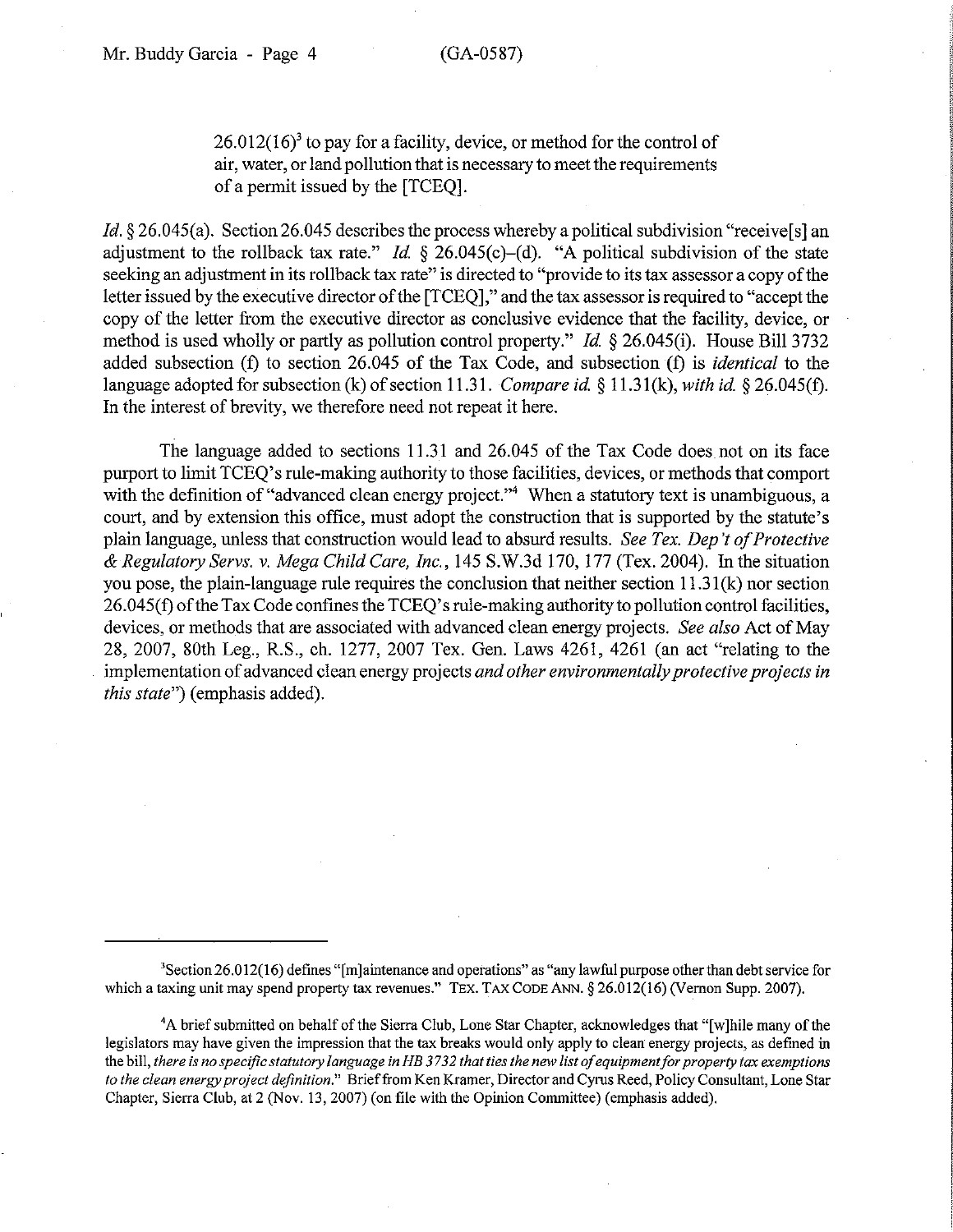> 26.012(16)[3] to pay for a facility, device, or method for the control of air, water, or land pollution that is necessary to meet the requirements of a permit issued by the [TCEQ].

*Id.* § 26.045(a). Section 26.045 describes the process whereby a political subdivision "receive[s] an adjustment to the rollback tax rate." *Id.* § 26.045(c)–(d). "A political subdivision of the state seeking an adjustment in its rollback tax rate" is directed to "provide to its tax assessor a copy of the letter issued by the executive director of the [TCEQ]," and the tax assessor is required to "accept the copy of the letter from the executive director as conclusive evidence that the facility, device, or method is used wholly or partly as pollution control property." *Id.* § 26.045(i). House Bill 3732 added subsection (f) to section 26.045 of the Tax Code, and subsection (f) is *identical* to the language adopted for subsection (k) of section 11.31. *Compare id.* § 11.31(k), *with id.* § 26.045(f). In the interest of brevity, we therefore need not repeat it here.

The language added to sections 11.31 and 26.045 of the Tax Code does not on its face purport to limit TCEQ's rule-making authority to those facilities, devices, or methods that comport with the definition of "advanced clean energy project."[4] When a statutory text is unambiguous, a court, and by extension this office, must adopt the construction that is supported by the statute's plain language, unless that construction would lead to absurd results. *See Tex. Dep't of Protective & Regulatory Servs. v. Mega Child Care, Inc.*, 145 S.W.3d 170, 177 (Tex. 2004). In the situation you pose, the plain-language rule requires the conclusion that neither section 11.31(k) nor section 26.045(f) of the Tax Code confines the TCEQ's rule-making authority to pollution control facilities, devices, or methods that are associated with advanced clean energy projects. *See also* Act of May 28, 2007, 80th Leg., R.S., ch. 1277, 2007 Tex. Gen. Laws 4261, 4261 (an act "relating to the implementation of advanced clean energy projects *and other environmentally protective projects in this state*") (emphasis added).

---

[3] Section 26.012(16) defines "[m]aintenance and operations" as "any lawful purpose other than debt service for which a taxing unit may spend property tax revenues." TEX. TAX CODE ANN. § 26.012(16) (Vernon Supp. 2007).

[4] A brief submitted on behalf of the Sierra Club, Lone Star Chapter, acknowledges that "[w]hile many of the legislators may have given the impression that the tax breaks would only apply to clean energy projects, as defined in the bill, *there is no specific statutory language in HB 3732 that ties the new list of equipment for property tax exemptions to the clean energy project definition.*" Brief from Ken Kramer, Director and Cyrus Reed, Policy Consultant, Lone Star Chapter, Sierra Club, at 2 (Nov. 13, 2007) (on file with the Opinion Committee) (emphasis added).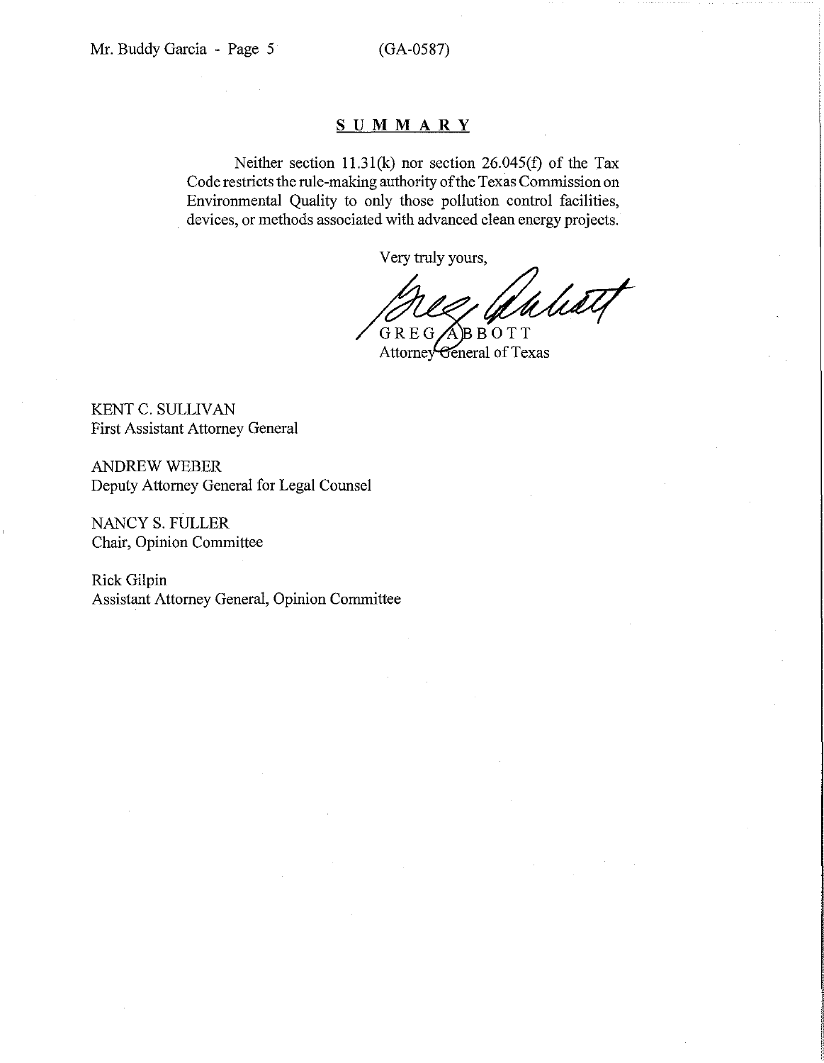## SUMMARY

Neither section 11.31(k) nor section 26.045(f) of the Tax Code restricts the rule-making authority of the Texas Commission on Environmental Quality to only those pollution control facilities, devices, or methods associated with advanced clean energy projects.

Very truly yours,

GREG ABBOTT
Attorney General of Texas

KENT C. SULLIVAN
First Assistant Attorney General

ANDREW WEBER
Deputy Attorney General for Legal Counsel

NANCY S. FULLER
Chair, Opinion Committee

Rick Gilpin
Assistant Attorney General, Opinion Committee